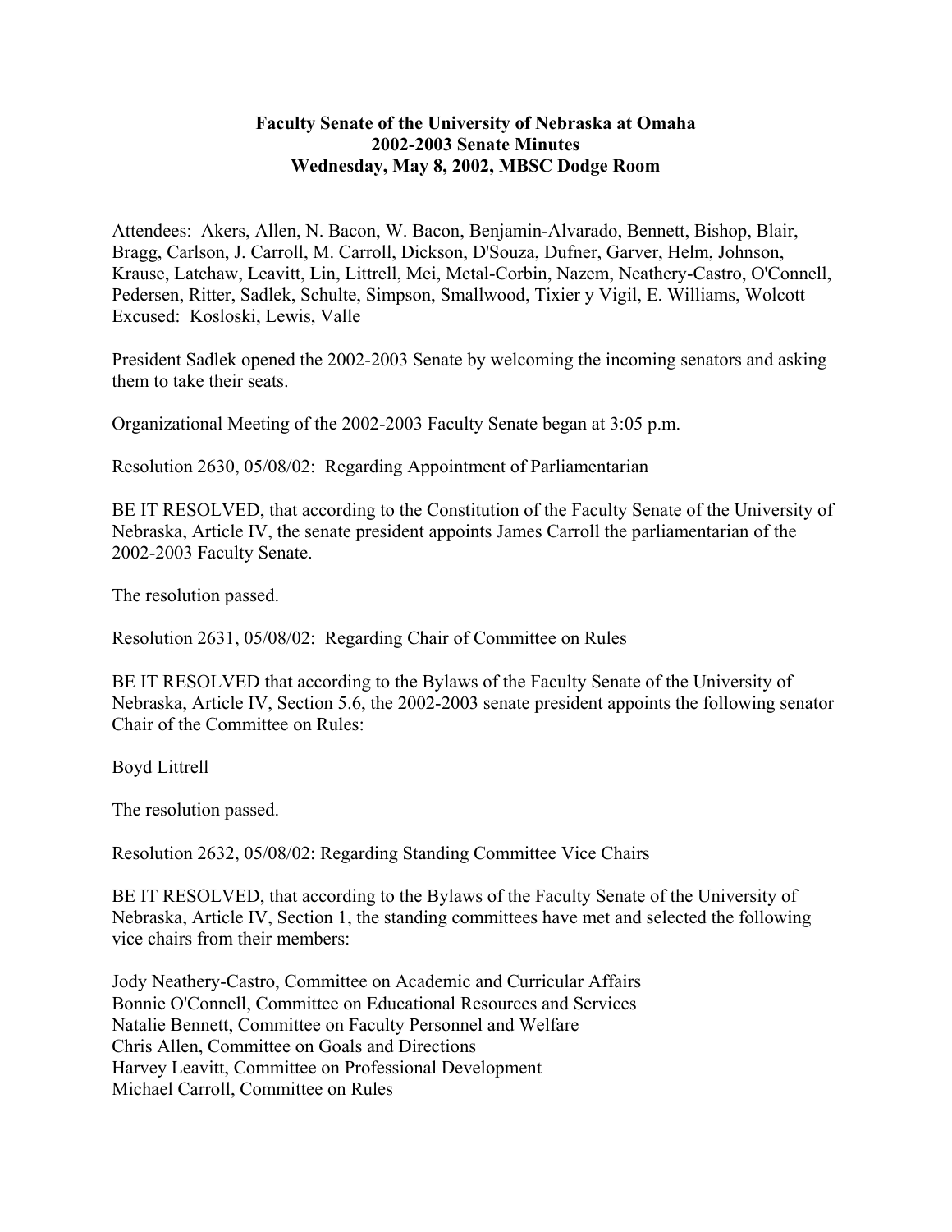**Faculty Senate of the University of Nebraska at Omaha**
**2002-2003 Senate Minutes**
**Wednesday, May 8, 2002, MBSC Dodge Room**

Attendees: Akers, Allen, N. Bacon, W. Bacon, Benjamin-Alvarado, Bennett, Bishop, Blair, Bragg, Carlson, J. Carroll, M. Carroll, Dickson, D'Souza, Dufner, Garver, Helm, Johnson, Krause, Latchaw, Leavitt, Lin, Littrell, Mei, Metal-Corbin, Nazem, Neathery-Castro, O'Connell, Pedersen, Ritter, Sadlek, Schulte, Simpson, Smallwood, Tixier y Vigil, E. Williams, Wolcott
Excused: Kosloski, Lewis, Valle

President Sadlek opened the 2002-2003 Senate by welcoming the incoming senators and asking them to take their seats.

Organizational Meeting of the 2002-2003 Faculty Senate began at 3:05 p.m.

Resolution 2630, 05/08/02: Regarding Appointment of Parliamentarian

BE IT RESOLVED, that according to the Constitution of the Faculty Senate of the University of Nebraska, Article IV, the senate president appoints James Carroll the parliamentarian of the 2002-2003 Faculty Senate.

The resolution passed.

Resolution 2631, 05/08/02: Regarding Chair of Committee on Rules

BE IT RESOLVED that according to the Bylaws of the Faculty Senate of the University of Nebraska, Article IV, Section 5.6, the 2002-2003 senate president appoints the following senator Chair of the Committee on Rules:

Boyd Littrell

The resolution passed.

Resolution 2632, 05/08/02: Regarding Standing Committee Vice Chairs

BE IT RESOLVED, that according to the Bylaws of the Faculty Senate of the University of Nebraska, Article IV, Section 1, the standing committees have met and selected the following vice chairs from their members:

Jody Neathery-Castro, Committee on Academic and Curricular Affairs
Bonnie O'Connell, Committee on Educational Resources and Services
Natalie Bennett, Committee on Faculty Personnel and Welfare
Chris Allen, Committee on Goals and Directions
Harvey Leavitt, Committee on Professional Development
Michael Carroll, Committee on Rules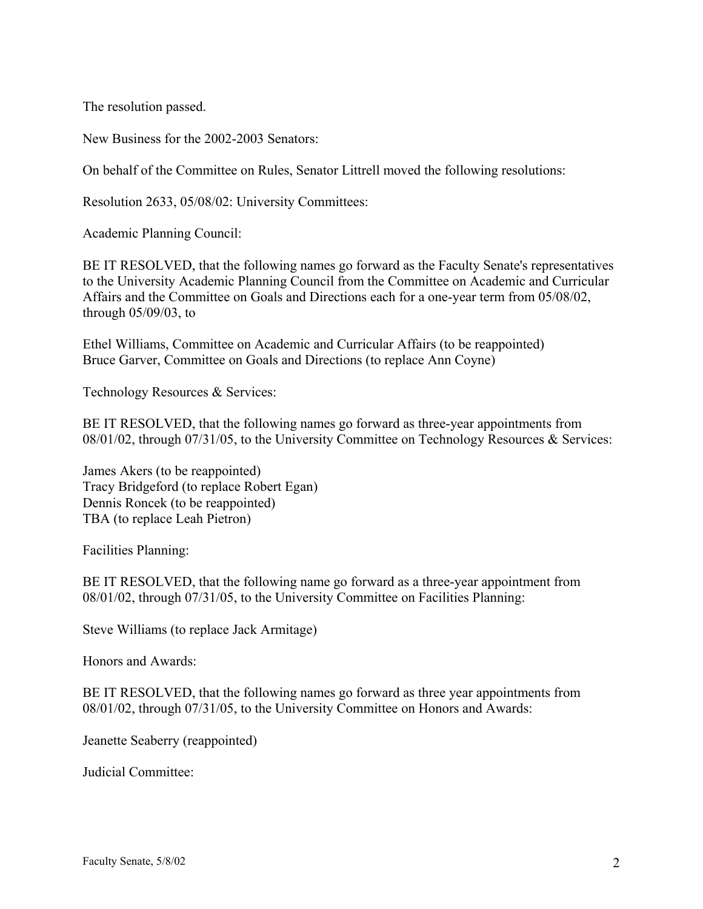The resolution passed.

New Business for the 2002-2003 Senators:

On behalf of the Committee on Rules, Senator Littrell moved the following resolutions:

Resolution 2633, 05/08/02: University Committees:

Academic Planning Council:

BE IT RESOLVED, that the following names go forward as the Faculty Senate's representatives to the University Academic Planning Council from the Committee on Academic and Curricular Affairs and the Committee on Goals and Directions each for a one-year term from 05/08/02, through 05/09/03, to

Ethel Williams, Committee on Academic and Curricular Affairs (to be reappointed)
Bruce Garver, Committee on Goals and Directions (to replace Ann Coyne)

Technology Resources & Services:

BE IT RESOLVED, that the following names go forward as three-year appointments from 08/01/02, through 07/31/05, to the University Committee on Technology Resources & Services:

James Akers (to be reappointed)
Tracy Bridgeford (to replace Robert Egan)
Dennis Roncek (to be reappointed)
TBA (to replace Leah Pietron)

Facilities Planning:

BE IT RESOLVED, that the following name go forward as a three-year appointment from 08/01/02, through 07/31/05, to the University Committee on Facilities Planning:

Steve Williams (to replace Jack Armitage)

Honors and Awards:

BE IT RESOLVED, that the following names go forward as three year appointments from 08/01/02, through 07/31/05, to the University Committee on Honors and Awards:

Jeanette Seaberry (reappointed)

Judicial Committee: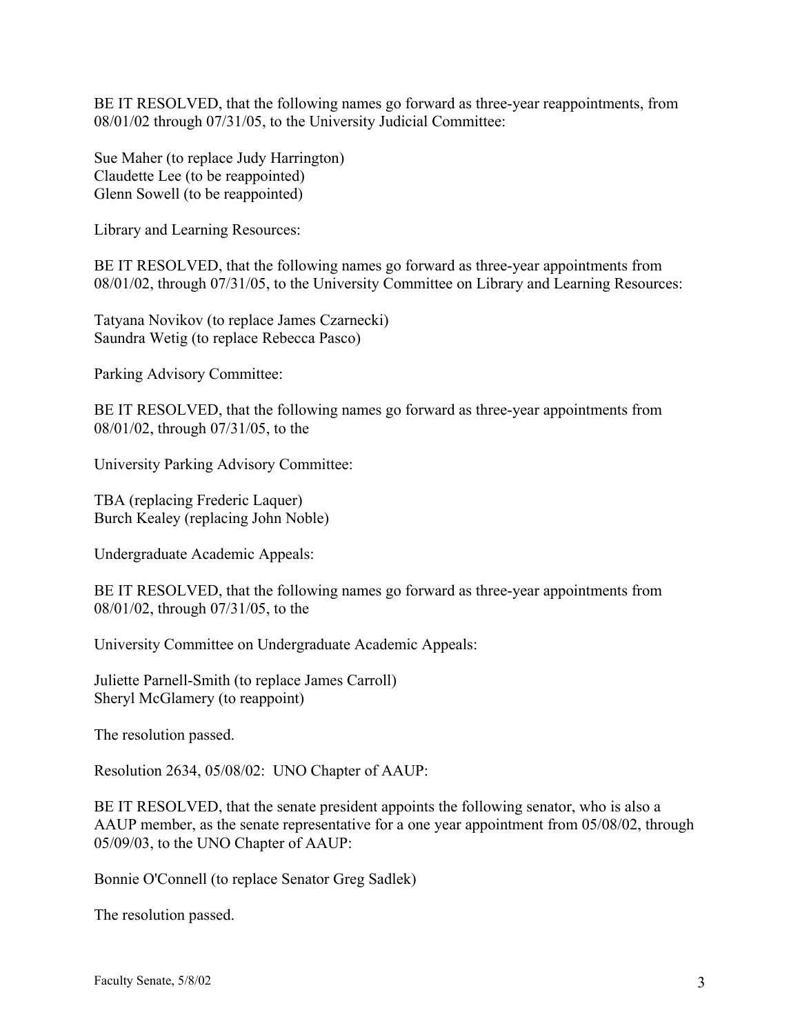BE IT RESOLVED, that the following names go forward as three-year reappointments, from 08/01/02 through 07/31/05, to the University Judicial Committee:

Sue Maher (to replace Judy Harrington)
Claudette Lee (to be reappointed)
Glenn Sowell (to be reappointed)

Library and Learning Resources:

BE IT RESOLVED, that the following names go forward as three-year appointments from 08/01/02, through 07/31/05, to the University Committee on Library and Learning Resources:

Tatyana Novikov (to replace James Czarnecki)
Saundra Wetig (to replace Rebecca Pasco)

Parking Advisory Committee:

BE IT RESOLVED, that the following names go forward as three-year appointments from 08/01/02, through 07/31/05, to the

University Parking Advisory Committee:

TBA (replacing Frederic Laquer)
Burch Kealey (replacing John Noble)

Undergraduate Academic Appeals:

BE IT RESOLVED, that the following names go forward as three-year appointments from 08/01/02, through 07/31/05, to the

University Committee on Undergraduate Academic Appeals:

Juliette Parnell-Smith (to replace James Carroll)
Sheryl McGlamery (to reappoint)

The resolution passed.

Resolution 2634, 05/08/02: UNO Chapter of AAUP:

BE IT RESOLVED, that the senate president appoints the following senator, who is also a AAUP member, as the senate representative for a one year appointment from 05/08/02, through 05/09/03, to the UNO Chapter of AAUP:

Bonnie O'Connell (to replace Senator Greg Sadlek)

The resolution passed.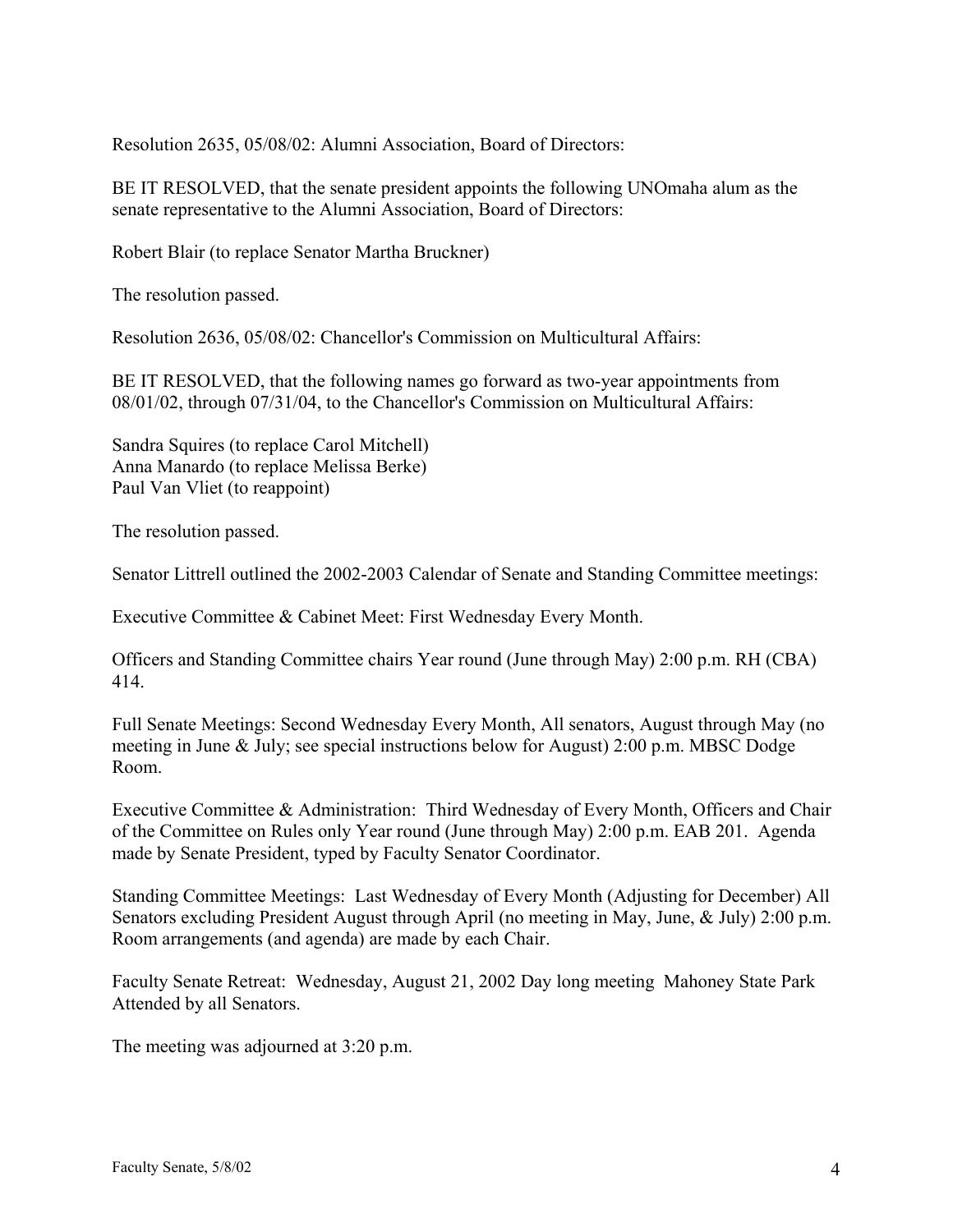Resolution 2635, 05/08/02: Alumni Association, Board of Directors:

BE IT RESOLVED, that the senate president appoints the following UNOmaha alum as the senate representative to the Alumni Association, Board of Directors:

Robert Blair (to replace Senator Martha Bruckner)

The resolution passed.

Resolution 2636, 05/08/02: Chancellor's Commission on Multicultural Affairs:

BE IT RESOLVED, that the following names go forward as two-year appointments from 08/01/02, through 07/31/04, to the Chancellor's Commission on Multicultural Affairs:

Sandra Squires (to replace Carol Mitchell)
Anna Manardo (to replace Melissa Berke)
Paul Van Vliet (to reappoint)

The resolution passed.

Senator Littrell outlined the 2002-2003 Calendar of Senate and Standing Committee meetings:

Executive Committee & Cabinet Meet: First Wednesday Every Month.

Officers and Standing Committee chairs Year round (June through May) 2:00 p.m. RH (CBA) 414.

Full Senate Meetings: Second Wednesday Every Month, All senators, August through May (no meeting in June & July; see special instructions below for August) 2:00 p.m. MBSC Dodge Room.

Executive Committee & Administration: Third Wednesday of Every Month, Officers and Chair of the Committee on Rules only Year round (June through May) 2:00 p.m. EAB 201. Agenda made by Senate President, typed by Faculty Senator Coordinator.

Standing Committee Meetings: Last Wednesday of Every Month (Adjusting for December) All Senators excluding President August through April (no meeting in May, June, & July) 2:00 p.m. Room arrangements (and agenda) are made by each Chair.

Faculty Senate Retreat: Wednesday, August 21, 2002 Day long meeting Mahoney State Park Attended by all Senators.

The meeting was adjourned at 3:20 p.m.